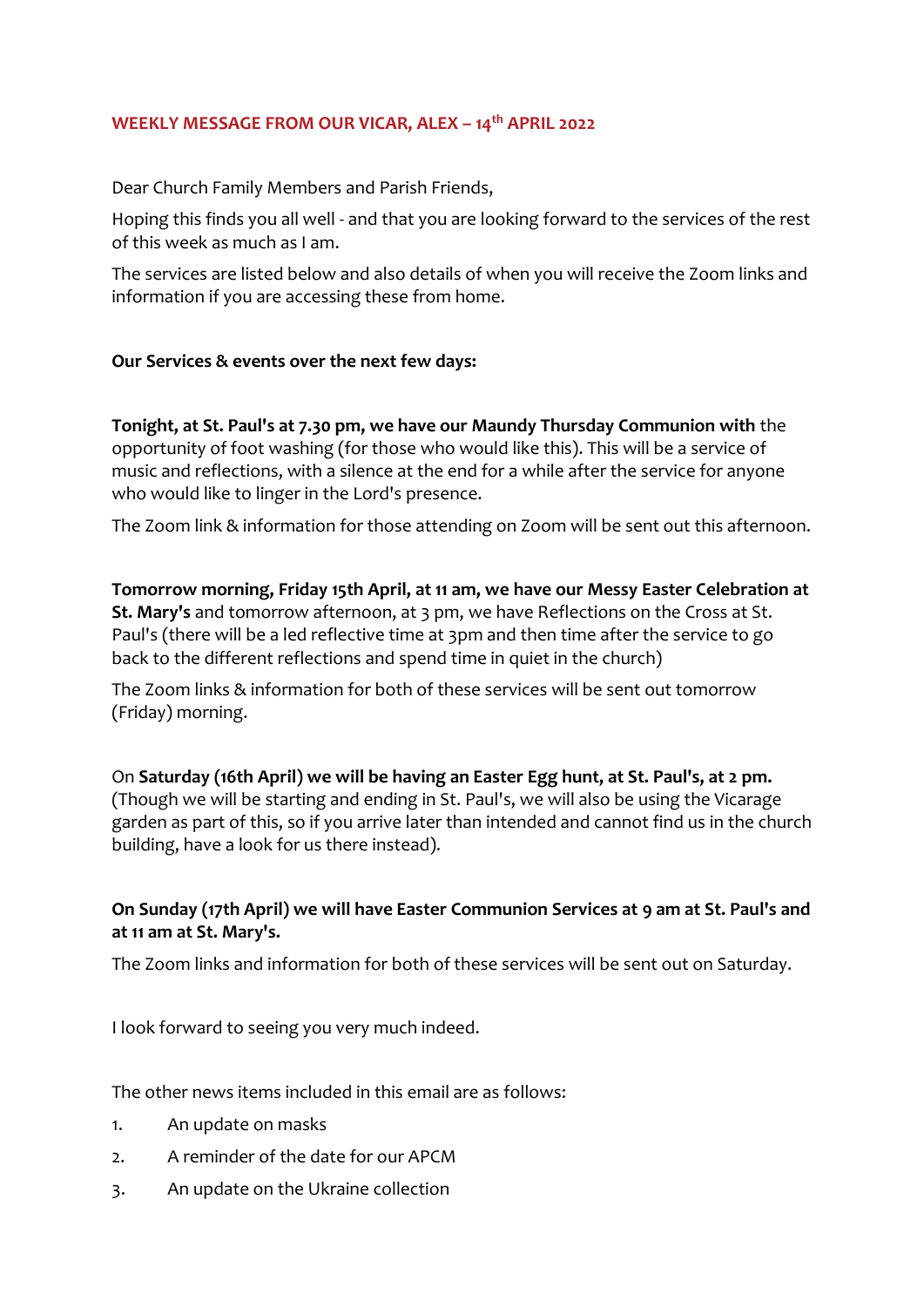## WEEKLY MESSAGE FROM OUR VICAR, ALEX – 14th APRIL 2022

Dear Church Family Members and Parish Friends,

Hoping this finds you all well - and that you are looking forward to the services of the rest of this week as much as I am.

The services are listed below and also details of when you will receive the Zoom links and information if you are accessing these from home.

**Our Services & events over the next few days:**

**Tonight, at St. Paul's at 7.30 pm, we have our Maundy Thursday Communion with** the opportunity of foot washing (for those who would like this). This will be a service of music and reflections, with a silence at the end for a while after the service for anyone who would like to linger in the Lord's presence.

The Zoom link & information for those attending on Zoom will be sent out this afternoon.

**Tomorrow morning, Friday 15th April, at 11 am, we have our Messy Easter Celebration at St. Mary's** and tomorrow afternoon, at 3 pm, we have Reflections on the Cross at St. Paul's (there will be a led reflective time at 3pm and then time after the service to go back to the different reflections and spend time in quiet in the church)

The Zoom links & information for both of these services will be sent out tomorrow (Friday) morning.

On **Saturday (16th April) we will be having an Easter Egg hunt, at St. Paul's, at 2 pm.** (Though we will be starting and ending in St. Paul's, we will also be using the Vicarage garden as part of this, so if you arrive later than intended and cannot find us in the church building, have a look for us there instead).

**On Sunday (17th April) we will have Easter Communion Services at 9 am at St. Paul's and at 11 am at St. Mary's.**

The Zoom links and information for both of these services will be sent out on Saturday.

I look forward to seeing you very much indeed.

The other news items included in this email are as follows:

1. An update on masks
2. A reminder of the date for our APCM
3. An update on the Ukraine collection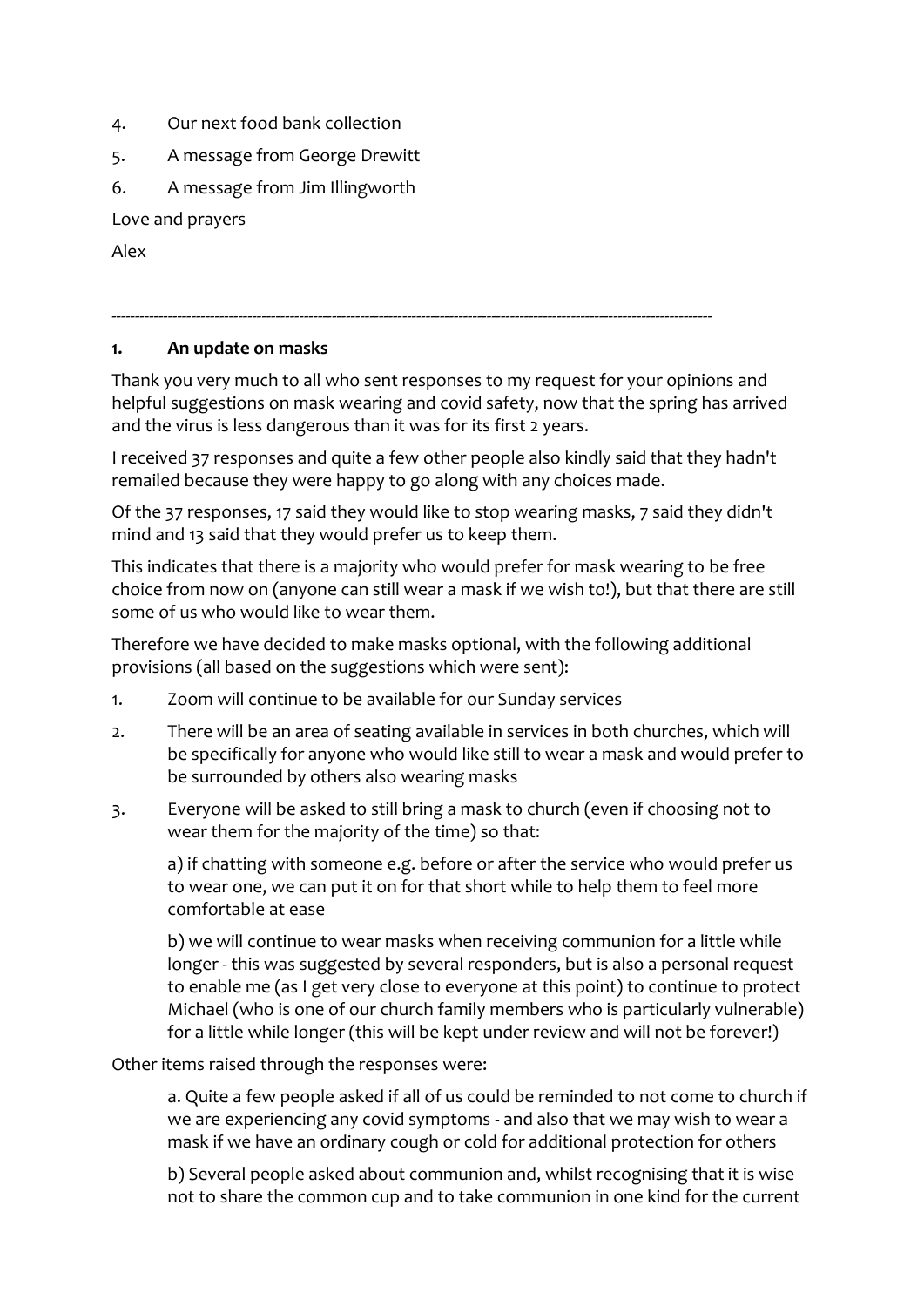4. Our next food bank collection
5. A message from George Drewitt
6. A message from Jim Illingworth

Love and prayers

Alex

---

**1. An update on masks**

Thank you very much to all who sent responses to my request for your opinions and helpful suggestions on mask wearing and covid safety, now that the spring has arrived and the virus is less dangerous than it was for its first 2 years.

I received 37 responses and quite a few other people also kindly said that they hadn't remailed because they were happy to go along with any choices made.

Of the 37 responses, 17 said they would like to stop wearing masks, 7 said they didn't mind and 13 said that they would prefer us to keep them.

This indicates that there is a majority who would prefer for mask wearing to be free choice from now on (anyone can still wear a mask if we wish to!), but that there are still some of us who would like to wear them.

Therefore we have decided to make masks optional, with the following additional provisions (all based on the suggestions which were sent):

1. Zoom will continue to be available for our Sunday services
2. There will be an area of seating available in services in both churches, which will be specifically for anyone who would like still to wear a mask and would prefer to be surrounded by others also wearing masks
3. Everyone will be asked to still bring a mask to church (even if choosing not to wear them for the majority of the time) so that:

   a) if chatting with someone e.g. before or after the service who would prefer us to wear one, we can put it on for that short while to help them to feel more comfortable at ease

   b) we will continue to wear masks when receiving communion for a little while longer - this was suggested by several responders, but is also a personal request to enable me (as I get very close to everyone at this point) to continue to protect Michael (who is one of our church family members who is particularly vulnerable) for a little while longer (this will be kept under review and will not be forever!)

Other items raised through the responses were:

a. Quite a few people asked if all of us could be reminded to not come to church if we are experiencing any covid symptoms - and also that we may wish to wear a mask if we have an ordinary cough or cold for additional protection for others

b) Several people asked about communion and, whilst recognising that it is wise not to share the common cup and to take communion in one kind for the current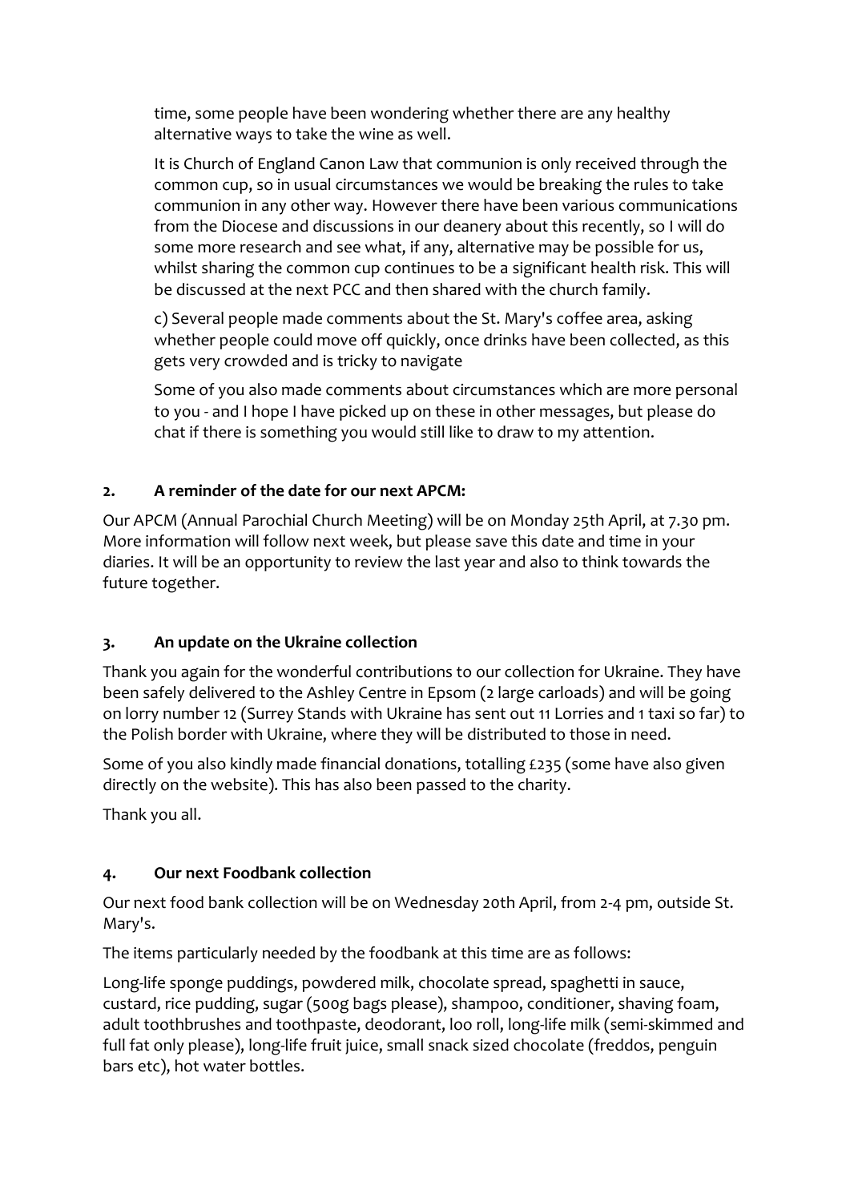time, some people have been wondering whether there are any healthy alternative ways to take the wine as well.

It is Church of England Canon Law that communion is only received through the common cup, so in usual circumstances we would be breaking the rules to take communion in any other way. However there have been various communications from the Diocese and discussions in our deanery about this recently, so I will do some more research and see what, if any, alternative may be possible for us, whilst sharing the common cup continues to be a significant health risk. This will be discussed at the next PCC and then shared with the church family.

c) Several people made comments about the St. Mary's coffee area, asking whether people could move off quickly, once drinks have been collected, as this gets very crowded and is tricky to navigate

Some of you also made comments about circumstances which are more personal to you - and I hope I have picked up on these in other messages, but please do chat if there is something you would still like to draw to my attention.

**2. A reminder of the date for our next APCM:**

Our APCM (Annual Parochial Church Meeting) will be on Monday 25th April, at 7.30 pm. More information will follow next week, but please save this date and time in your diaries. It will be an opportunity to review the last year and also to think towards the future together.

**3. An update on the Ukraine collection**

Thank you again for the wonderful contributions to our collection for Ukraine. They have been safely delivered to the Ashley Centre in Epsom (2 large carloads) and will be going on lorry number 12 (Surrey Stands with Ukraine has sent out 11 Lorries and 1 taxi so far) to the Polish border with Ukraine, where they will be distributed to those in need.

Some of you also kindly made financial donations, totalling £235 (some have also given directly on the website). This has also been passed to the charity.

Thank you all.

**4. Our next Foodbank collection**

Our next food bank collection will be on Wednesday 20th April, from 2-4 pm, outside St. Mary's.

The items particularly needed by the foodbank at this time are as follows:

Long-life sponge puddings, powdered milk, chocolate spread, spaghetti in sauce, custard, rice pudding, sugar (500g bags please), shampoo, conditioner, shaving foam, adult toothbrushes and toothpaste, deodorant, loo roll, long-life milk (semi-skimmed and full fat only please), long-life fruit juice, small snack sized chocolate (freddos, penguin bars etc), hot water bottles.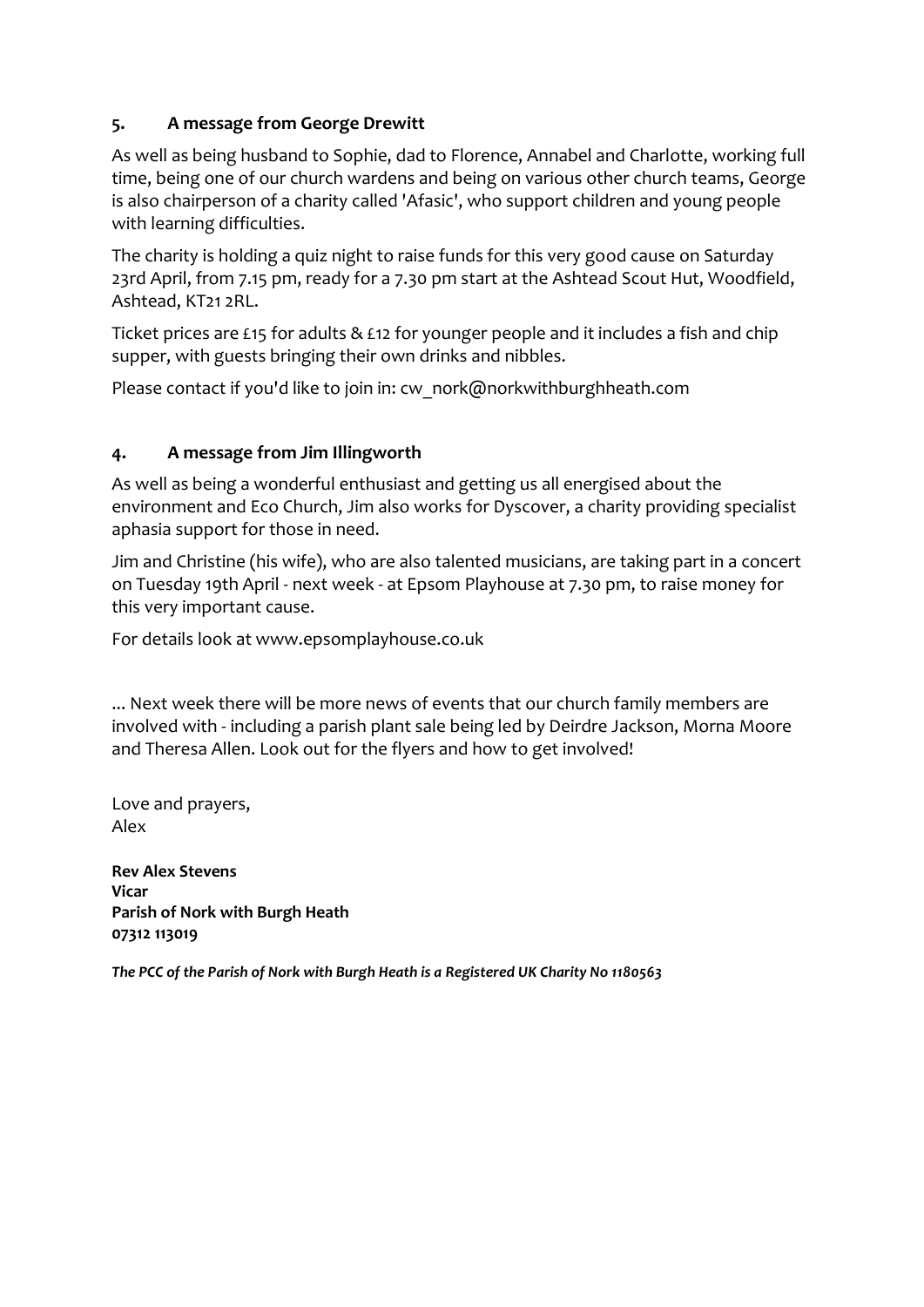## 5. A message from George Drewitt

As well as being husband to Sophie, dad to Florence, Annabel and Charlotte, working full time, being one of our church wardens and being on various other church teams, George is also chairperson of a charity called 'Afasic', who support children and young people with learning difficulties.

The charity is holding a quiz night to raise funds for this very good cause on Saturday 23rd April, from 7.15 pm, ready for a 7.30 pm start at the Ashtead Scout Hut, Woodfield, Ashtead, KT21 2RL.

Ticket prices are £15 for adults & £12 for younger people and it includes a fish and chip supper, with guests bringing their own drinks and nibbles.

Please contact if you'd like to join in: cw_nork@norkwithburghheath.com

## 4. A message from Jim Illingworth

As well as being a wonderful enthusiast and getting us all energised about the environment and Eco Church, Jim also works for Dyscover, a charity providing specialist aphasia support for those in need.

Jim and Christine (his wife), who are also talented musicians, are taking part in a concert on Tuesday 19th April - next week - at Epsom Playhouse at 7.30 pm, to raise money for this very important cause.

For details look at www.epsomplayhouse.co.uk

... Next week there will be more news of events that our church family members are involved with - including a parish plant sale being led by Deirdre Jackson, Morna Moore and Theresa Allen. Look out for the flyers and how to get involved!

Love and prayers,
Alex

**Rev Alex Stevens**
**Vicar**
**Parish of Nork with Burgh Heath**
**07312 113019**

***The PCC of the Parish of Nork with Burgh Heath is a Registered UK Charity No 1180563***